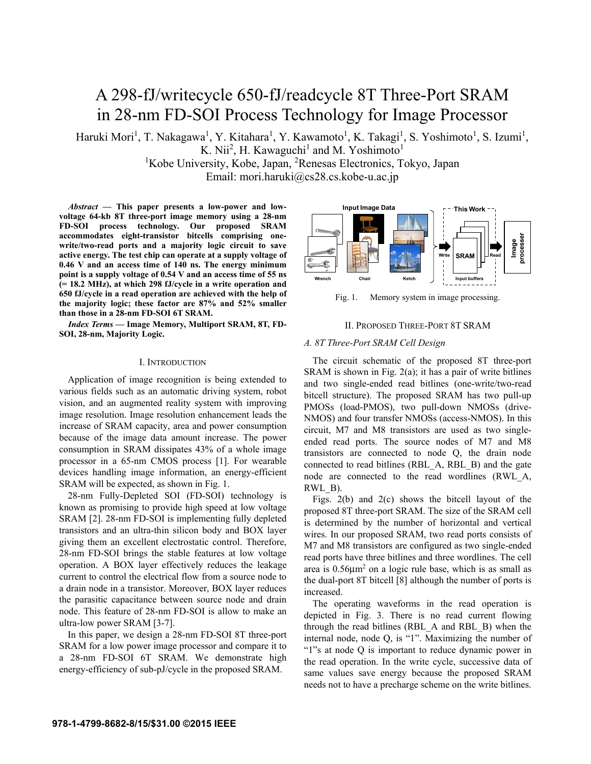# A 298-fJ/writecycle 650-fJ/readcycle 8T Three-Port SRAM in 28-nm FD-SOI Process Technology for Image Processor

Haruki Mori[1], T. Nakagawa[1], Y. Kitahara[1], Y. Kawamoto[1], K. Takagi[1], S. Yoshimoto[1], S. Izumi[1], K. Nii[2], H. Kawaguchi[1] and M. Yoshimoto[1]

[1]Kobe University, Kobe, Japan, [2]Renesas Electronics, Tokyo, Japan

Email: mori.haruki@cs28.cs.kobe-u.ac.jp

***Abstract* — This paper presents a low-power and low-voltage 64-kb 8T three-port image memory using a 28-nm FD-SOI process technology. Our proposed SRAM accommodates eight-transistor bitcells comprising one-write/two-read ports and a majority logic circuit to save active energy. The test chip can operate at a supply voltage of 0.46 V and an access time of 140 ns. The energy minimum point is a supply voltage of 0.54 V and an access time of 55 ns (= 18.2 MHz), at which 298 fJ/cycle in a write operation and 650 fJ/cycle in a read operation are achieved with the help of the majority logic; these factor are 87% and 52% smaller than those in a 28-nm FD-SOI 6T SRAM.**

***Index Terms* — Image Memory, Multiport SRAM, 8T, FD-SOI, 28-nm, Majority Logic.**

## I. Introduction

Application of image recognition is being extended to various fields such as an automatic driving system, robot vision, and an augmented reality system with improving image resolution. Image resolution enhancement leads the increase of SRAM capacity, area and power consumption because of the image data amount increase. The power consumption in SRAM dissipates 43% of a whole image processor in a 65-nm CMOS process [1]. For wearable devices handling image information, an energy-efficient SRAM will be expected, as shown in Fig. 1.

28-nm Fully-Depleted SOI (FD-SOI) technology is known as promising to provide high speed at low voltage SRAM [2]. 28-nm FD-SOI is implementing fully depleted transistors and an ultra-thin silicon body and BOX layer giving them an excellent electrostatic control. Therefore, 28-nm FD-SOI brings the stable features at low voltage operation. A BOX layer effectively reduces the leakage current to control the electrical flow from a source node to a drain node in a transistor. Moreover, BOX layer reduces the parasitic capacitance between source node and drain node. This feature of 28-nm FD-SOI is allow to make an ultra-low power SRAM [3-7].

In this paper, we design a 28-nm FD-SOI 8T three-port SRAM for a low power image processor and compare it to a 28-nm FD-SOI 6T SRAM. We demonstrate high energy-efficiency of sub-pJ/cycle in the proposed SRAM.

Input Image Data — Wrench, Chair, Ketch — Write → SRAM (This Work, Input buffers) → Read → Image processer

Fig. 1. Memory system in image processing.

## II. Proposed Three-Port 8T SRAM

### *A. 8T Three-Port SRAM Cell Design*

The circuit schematic of the proposed 8T three-port SRAM is shown in Fig. 2(a); it has a pair of write bitlines and two single-ended read bitlines (one-write/two-read bitcell structure). The proposed SRAM has two pull-up PMOSs (load-PMOS), two pull-down NMOSs (drive-NMOS) and four transfer NMOSs (access-NMOS). In this circuit, M7 and M8 transistors are used as two single-ended read ports. The source nodes of M7 and M8 transistors are connected to node Q, the drain node connected to read bitlines (RBL_A, RBL_B) and the gate node are connected to the read wordlines (RWL_A, RWL_B).

Figs. 2(b) and 2(c) shows the bitcell layout of the proposed 8T three-port SRAM. The size of the SRAM cell is determined by the number of horizontal and vertical wires. In our proposed SRAM, two read ports consists of M7 and M8 transistors are configured as two single-ended read ports have three bitlines and three wordlines. The cell area is 0.56µm$^2$ on a logic rule base, which is as small as the dual-port 8T bitcell [8] although the number of ports is increased.

The operating waveforms in the read operation is depicted in Fig. 3. There is no read current flowing through the read bitlines (RBL_A and RBL_B) when the internal node, node Q, is "1". Maximizing the number of "1"s at node Q is important to reduce dynamic power in the read operation. In the write cycle, successive data of same values save energy because the proposed SRAM needs not to have a precharge scheme on the write bitlines.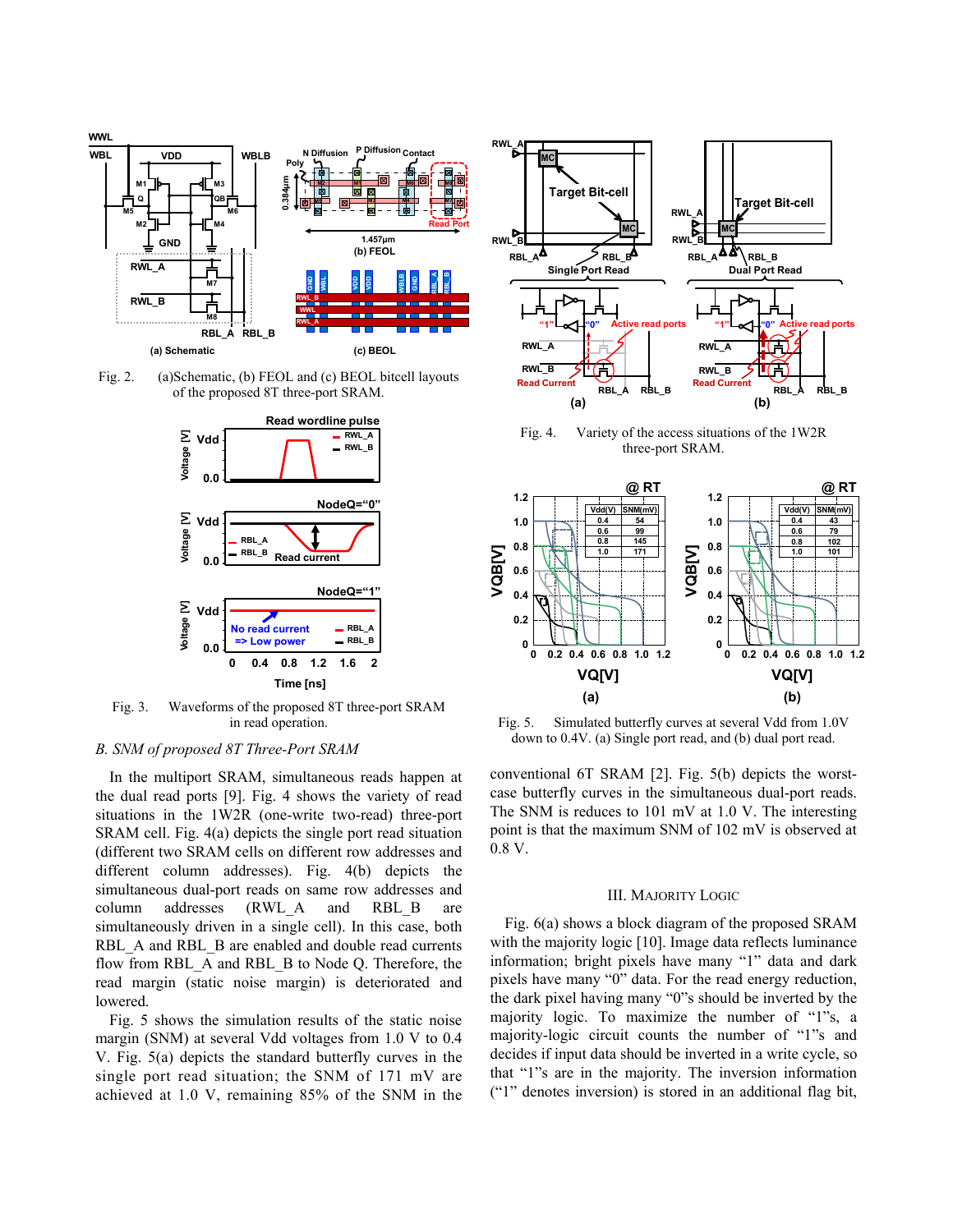Fig. 2. (a)Schematic, (b) FEOL and (c) BEOL bitcell layouts of the proposed 8T three-port SRAM.

Fig. 3. Waveforms of the proposed 8T three-port SRAM in read operation.

### *B. SNM of proposed 8T Three-Port SRAM*

In the multiport SRAM, simultaneous reads happen at the dual read ports [9]. Fig. 4 shows the variety of read situations in the 1W2R (one-write two-read) three-port SRAM cell. Fig. 4(a) depicts the single port read situation (different two SRAM cells on different row addresses and different column addresses). Fig. 4(b) depicts the simultaneous dual-port reads on same row addresses and column addresses (RWL_A and RBL_B are simultaneously driven in a single cell). In this case, both RBL_A and RBL_B are enabled and double read currents flow from RBL_A and RBL_B to Node Q. Therefore, the read margin (static noise margin) is deteriorated and lowered.

Fig. 5 shows the simulation results of the static noise margin (SNM) at several Vdd voltages from 1.0 V to 0.4 V. Fig. 5(a) depicts the standard butterfly curves in the single port read situation; the SNM of 171 mV are achieved at 1.0 V, remaining 85% of the SNM in the conventional 6T SRAM [2]. Fig. 5(b) depicts the worst-case butterfly curves in the simultaneous dual-port reads. The SNM is reduces to 101 mV at 1.0 V. The interesting point is that the maximum SNM of 102 mV is observed at 0.8 V.

Fig. 4. Variety of the access situations of the 1W2R three-port SRAM.

Fig. 5. Simulated butterfly curves at several Vdd from 1.0V down to 0.4V. (a) Single port read, and (b) dual port read.

## III. Majority Logic

Fig. 6(a) shows a block diagram of the proposed SRAM with the majority logic [10]. Image data reflects luminance information; bright pixels have many "1" data and dark pixels have many "0" data. For the read energy reduction, the dark pixel having many "0"s should be inverted by the majority logic. To maximize the number of "1"s, a majority-logic circuit counts the number of "1"s and decides if input data should be inverted in a write cycle, so that "1"s are in the majority. The inversion information ("1" denotes inversion) is stored in an additional flag bit,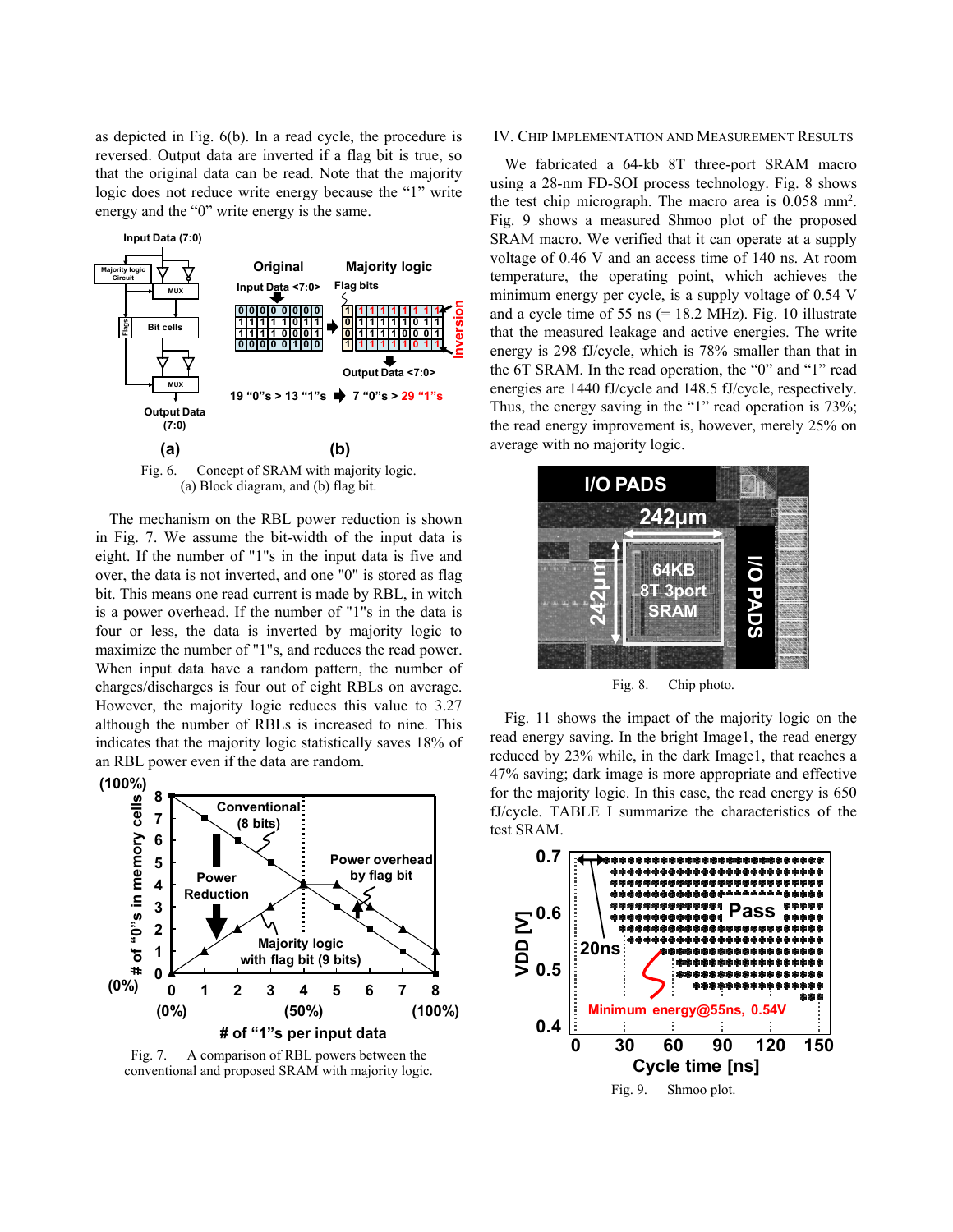as depicted in Fig. 6(b). In a read cycle, the procedure is reversed. Output data are inverted if a flag bit is true, so that the original data can be read. Note that the majority logic does not reduce write energy because the "1" write energy and the "0" write energy is the same.

Fig. 6. Concept of SRAM with majority logic. (a) Block diagram, and (b) flag bit.

The mechanism on the RBL power reduction is shown in Fig. 7. We assume the bit-width of the input data is eight. If the number of "1"s in the input data is five and over, the data is not inverted, and one "0" is stored as flag bit. This means one read current is made by RBL, in witch is a power overhead. If the number of "1"s in the data is four or less, the data is inverted by majority logic to maximize the number of "1"s, and reduces the read power. When input data have a random pattern, the number of charges/discharges is four out of eight RBLs on average. However, the majority logic reduces this value to 3.27 although the number of RBLs is increased to nine. This indicates that the majority logic statistically saves 18% of an RBL power even if the data are random.

Fig. 7. A comparison of RBL powers between the conventional and proposed SRAM with majority logic.

## IV. Chip Implementation and Measurement Results

We fabricated a 64-kb 8T three-port SRAM macro using a 28-nm FD-SOI process technology. Fig. 8 shows the test chip micrograph. The macro area is 0.058 mm$^2$. Fig. 9 shows a measured Shmoo plot of the proposed SRAM macro. We verified that it can operate at a supply voltage of 0.46 V and an access time of 140 ns. At room temperature, the operating point, which achieves the minimum energy per cycle, is a supply voltage of 0.54 V and a cycle time of 55 ns (= 18.2 MHz). Fig. 10 illustrate that the measured leakage and active energies. The write energy is 298 fJ/cycle, which is 78% smaller than that in the 6T SRAM. In the read operation, the "0" and "1" read energies are 1440 fJ/cycle and 148.5 fJ/cycle, respectively. Thus, the energy saving in the "1" read operation is 73%; the read energy improvement is, however, merely 25% on average with no majority logic.

Fig. 8. Chip photo.

Fig. 11 shows the impact of the majority logic on the read energy saving. In the bright Image1, the read energy reduced by 23% while, in the dark Image1, that reaches a 47% saving; dark image is more appropriate and effective for the majority logic. In this case, the read energy is 650 fJ/cycle. TABLE I summarize the characteristics of the test SRAM.

Fig. 9. Shmoo plot.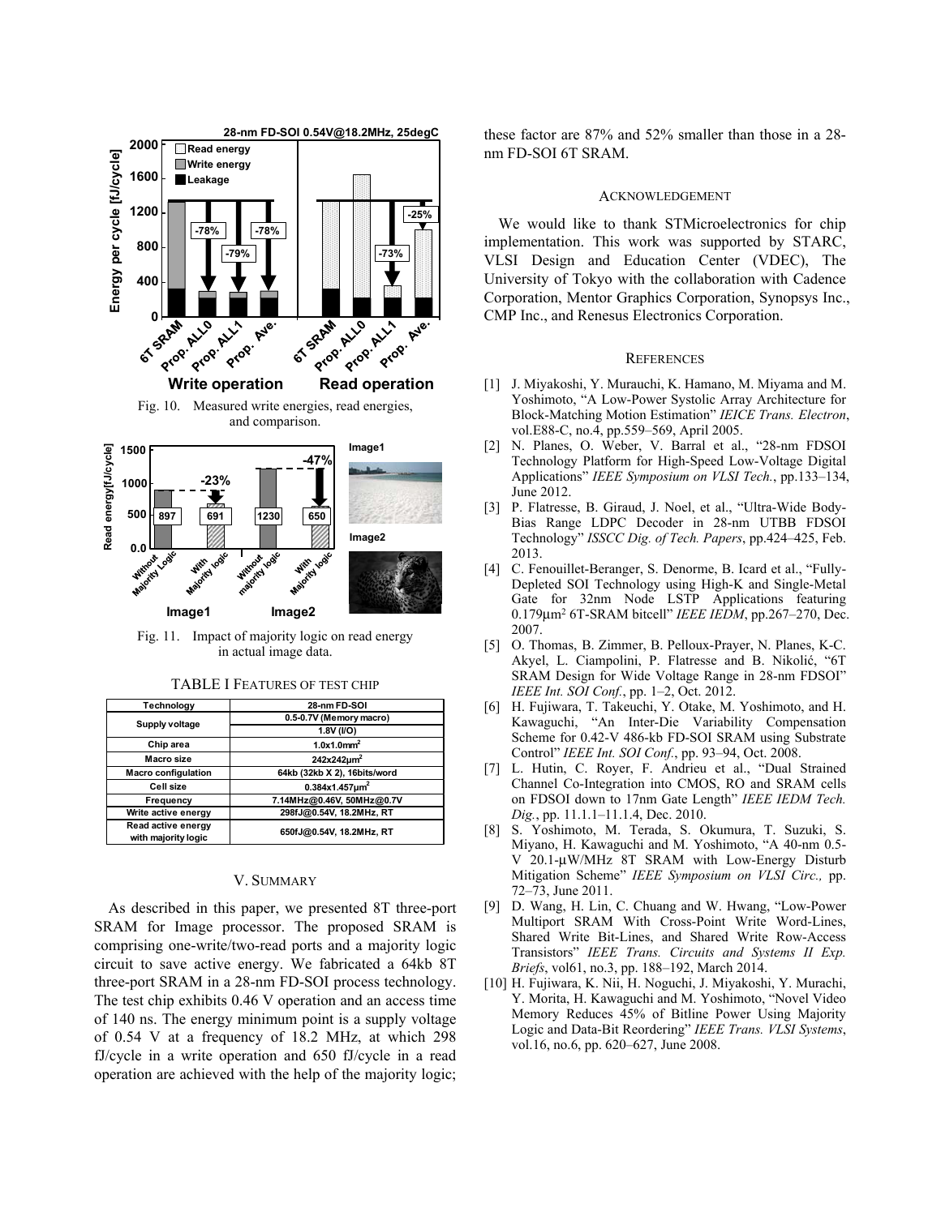28-nm FD-SOI 0.54V@18.2MHz, 25degC

Energy per cycle [fJ/cycle]

2000
1600
1200
800
400
0

Read energy
Write energy
Leakage

-78%
-79%
-78%
-25%
-73%

6T SRAM
Prop. ALL0
Prop. ALL1
Prop. Ave.
6T SRAM
Prop. ALL0
Prop. ALL1
Prop. Ave.

Write operation
Read operation

Fig. 10. Measured write energies, read energies, and comparison.

Read energy[fJ/cycle]

1500
1000
500
0.0

-23%
-47%

897
691
1230
650

Without Majority Logic
With Majority logic
Without majority logic
With Majority logic

Image1
Image2

Image1
Image2

Fig. 11. Impact of majority logic on read energy in actual image data.

TABLE I FEATURES OF TEST CHIP

| Technology | 28-nm FD-SOI |
|---|---|
| Supply voltage | 0.5-0.7V (Memory macro) |
| | 1.8V (I/O) |
| Chip area | $1.0 \text{x} 1.0 \text{mm}^2$ |
| Macro size | $242 \text{x} 242 \mu \text{m}^2$ |
| Macro configulation | 64kb (32kb X 2), 16bits/word |
| Cell size | $0.384 \text{x} 1.457 \mu \text{m}^2$ |
| Frequency | 7.14MHz@0.46V, 50MHz@0.7V |
| Write active energy | 298fJ@0.54V, 18.2MHz, RT |
| Read active energy with majority logic | 650fJ@0.54V, 18.2MHz, RT |

## V. SUMMARY

As described in this paper, we presented 8T three-port SRAM for Image processor. The proposed SRAM is comprising one-write/two-read ports and a majority logic circuit to save active energy. We fabricated a 64kb 8T three-port SRAM in a 28-nm FD-SOI process technology. The test chip exhibits 0.46 V operation and an access time of 140 ns. The energy minimum point is a supply voltage of 0.54 V at a frequency of 18.2 MHz, at which 298 fJ/cycle in a write operation and 650 fJ/cycle in a read operation are achieved with the help of the majority logic; these factor are 87% and 52% smaller than those in a 28-nm FD-SOI 6T SRAM.

## ACKNOWLEDGEMENT

We would like to thank STMicroelectronics for chip implementation. This work was supported by STARC, VLSI Design and Education Center (VDEC), The University of Tokyo with the collaboration with Cadence Corporation, Mentor Graphics Corporation, Synopsys Inc., CMP Inc., and Renesus Electronics Corporation.

## REFERENCES

[1] J. Miyakoshi, Y. Murauchi, K. Hamano, M. Miyama and M. Yoshimoto, "A Low-Power Systolic Array Architecture for Block-Matching Motion Estimation" *IEICE Trans. Electron*, vol.E88-C, no.4, pp.559–569, April 2005.

[2] N. Planes, O. Weber, V. Barral et al., "28-nm FDSOI Technology Platform for High-Speed Low-Voltage Digital Applications" *IEEE Symposium on VLSI Tech.*, pp.133–134, June 2012.

[3] P. Flatresse, B. Giraud, J. Noel, et al., "Ultra-Wide Body-Bias Range LDPC Decoder in 28-nm UTBB FDSOI Technology" *ISSCC Dig. of Tech. Papers*, pp.424–425, Feb. 2013.

[4] C. Fenouillet-Beranger, S. Denorme, B. Icard et al., "Fully-Depleted SOI Technology using High-K and Single-Metal Gate for 32nm Node LSTP Applications featuring $0.179 \mu \text{m}^2$ 6T-SRAM bitcell" *IEEE IEDM*, pp.267–270, Dec. 2007.

[5] O. Thomas, B. Zimmer, B. Pelloux-Prayer, N. Planes, K-C. Akyel, L. Ciampolini, P. Flatresse and B. Nikolić, "6T SRAM Design for Wide Voltage Range in 28-nm FDSOI" *IEEE Int. SOI Conf.*, pp. 1–2, Oct. 2012.

[6] H. Fujiwara, T. Takeuchi, Y. Otake, M. Yoshimoto, and H. Kawaguchi, "An Inter-Die Variability Compensation Scheme for 0.42-V 486-kb FD-SOI SRAM using Substrate Control" *IEEE Int. SOI Conf.*, pp. 93–94, Oct. 2008.

[7] L. Hutin, C. Royer, F. Andrieu et al., "Dual Strained Channel Co-Integration into CMOS, RO and SRAM cells on FDSOI down to 17nm Gate Length" *IEEE IEDM Tech. Dig.*, pp. 11.1.1–11.1.4, Dec. 2010.

[8] S. Yoshimoto, M. Terada, S. Okumura, T. Suzuki, S. Miyano, H. Kawaguchi and M. Yoshimoto, "A 40-nm 0.5-V 20.1-μW/MHz 8T SRAM with Low-Energy Disturb Mitigation Scheme" *IEEE Symposium on VLSI Circ.,* pp. 72–73, June 2011.

[9] D. Wang, H. Lin, C. Chuang and W. Hwang, "Low-Power Multiport SRAM With Cross-Point Write Word-Lines, Shared Write Bit-Lines, and Shared Write Row-Access Transistors" *IEEE Trans. Circuits and Systems II Exp. Briefs*, vol61, no.3, pp. 188–192, March 2014.

[10] H. Fujiwara, K. Nii, H. Noguchi, J. Miyakoshi, Y. Murachi, Y. Morita, H. Kawaguchi and M. Yoshimoto, "Novel Video Memory Reduces 45% of Bitline Power Using Majority Logic and Data-Bit Reordering" *IEEE Trans. VLSI Systems*, vol.16, no.6, pp. 620–627, June 2008.